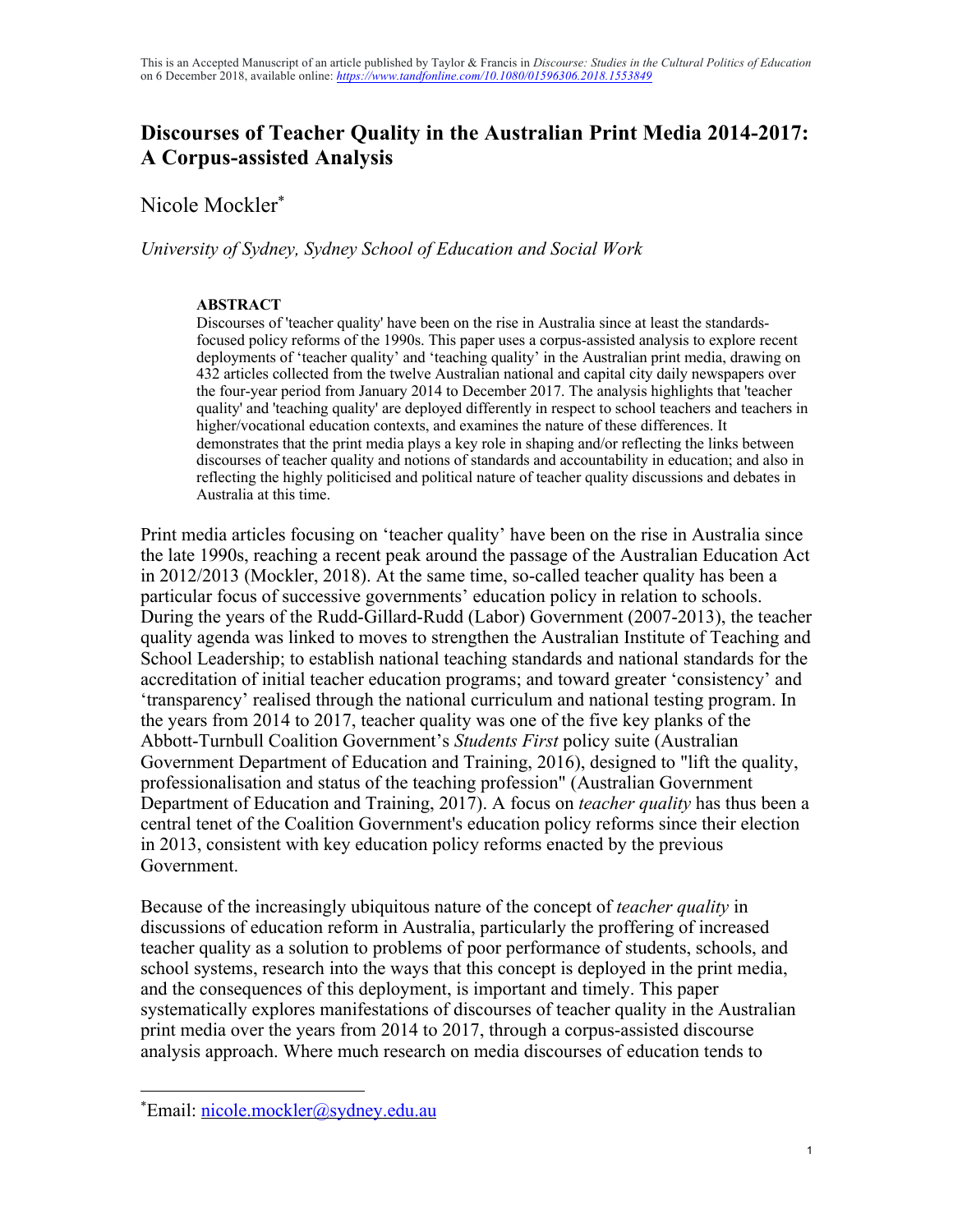This is an Accepted Manuscript of an article published by Taylor & Francis in *Discourse: Studies in the Cultural Politics of Education* on 6 December 2018, available online: *https://www.tandfonline.com/10.1080/01596306.2018.1553849*

# Discourses of Teacher Quality in the Australian Print Media 2014-2017: A Corpus-assisted Analysis

Nicole Mockler*

*University of Sydney, Sydney School of Education and Social Work*

**ABSTRACT**

Discourses of 'teacher quality' have been on the rise in Australia since at least the standards-focused policy reforms of the 1990s. This paper uses a corpus-assisted analysis to explore recent deployments of 'teacher quality' and 'teaching quality' in the Australian print media, drawing on 432 articles collected from the twelve Australian national and capital city daily newspapers over the four-year period from January 2014 to December 2017. The analysis highlights that 'teacher quality' and 'teaching quality' are deployed differently in respect to school teachers and teachers in higher/vocational education contexts, and examines the nature of these differences. It demonstrates that the print media plays a key role in shaping and/or reflecting the links between discourses of teacher quality and notions of standards and accountability in education; and also in reflecting the highly politicised and political nature of teacher quality discussions and debates in Australia at this time.

Print media articles focusing on 'teacher quality' have been on the rise in Australia since the late 1990s, reaching a recent peak around the passage of the Australian Education Act in 2012/2013 (Mockler, 2018). At the same time, so-called teacher quality has been a particular focus of successive governments' education policy in relation to schools. During the years of the Rudd-Gillard-Rudd (Labor) Government (2007-2013), the teacher quality agenda was linked to moves to strengthen the Australian Institute of Teaching and School Leadership; to establish national teaching standards and national standards for the accreditation of initial teacher education programs; and toward greater 'consistency' and 'transparency' realised through the national curriculum and national testing program. In the years from 2014 to 2017, teacher quality was one of the five key planks of the Abbott-Turnbull Coalition Government's *Students First* policy suite (Australian Government Department of Education and Training, 2016), designed to "lift the quality, professionalisation and status of the teaching profession" (Australian Government Department of Education and Training, 2017). A focus on *teacher quality* has thus been a central tenet of the Coalition Government's education policy reforms since their election in 2013, consistent with key education policy reforms enacted by the previous Government.

Because of the increasingly ubiquitous nature of the concept of *teacher quality* in discussions of education reform in Australia, particularly the proffering of increased teacher quality as a solution to problems of poor performance of students, schools, and school systems, research into the ways that this concept is deployed in the print media, and the consequences of this deployment, is important and timely. This paper systematically explores manifestations of discourses of teacher quality in the Australian print media over the years from 2014 to 2017, through a corpus-assisted discourse analysis approach. Where much research on media discourses of education tends to

*Email: nicole.mockler@sydney.edu.au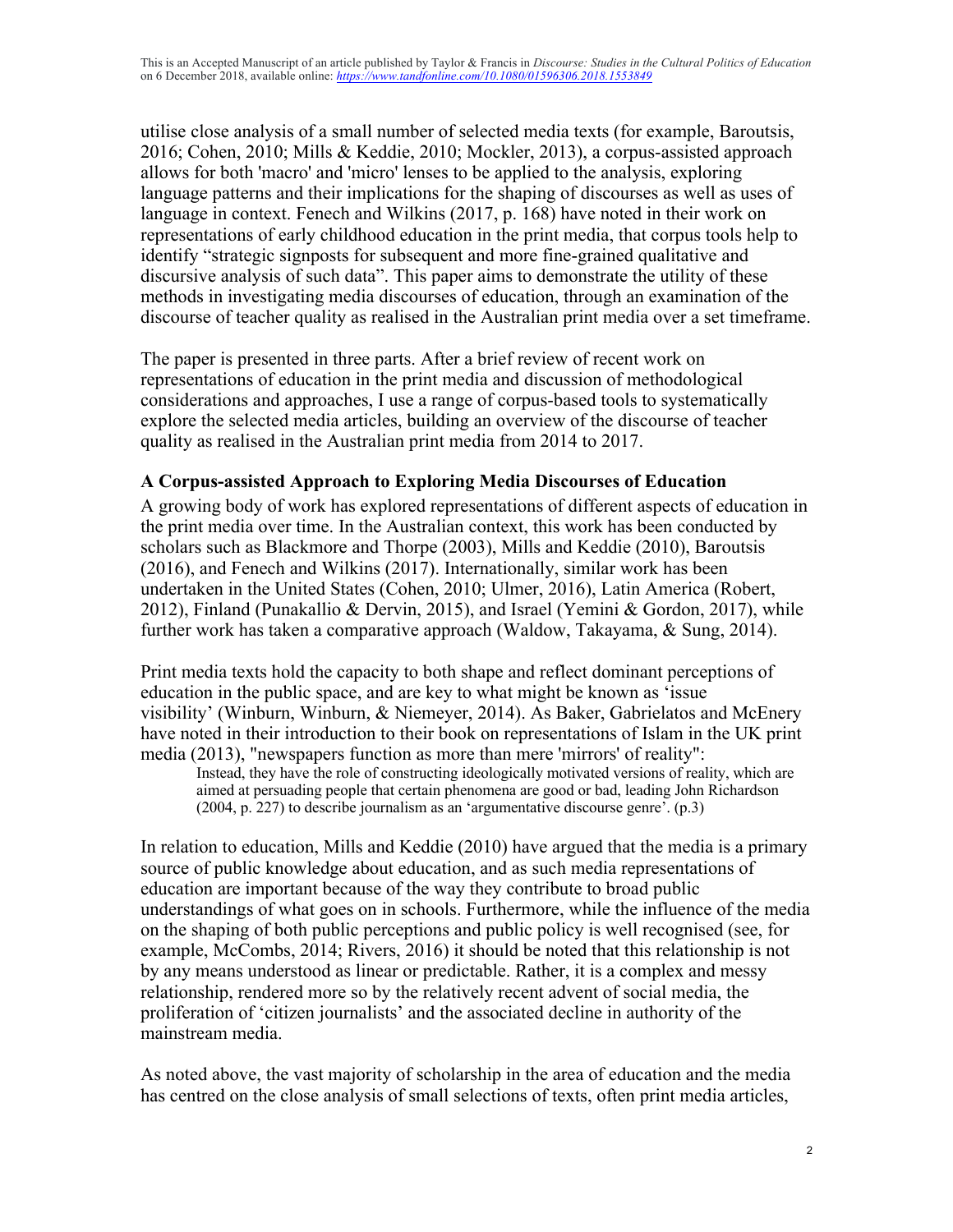utilise close analysis of a small number of selected media texts (for example, Baroutsis, 2016; Cohen, 2010; Mills & Keddie, 2010; Mockler, 2013), a corpus-assisted approach allows for both 'macro' and 'micro' lenses to be applied to the analysis, exploring language patterns and their implications for the shaping of discourses as well as uses of language in context. Fenech and Wilkins (2017, p. 168) have noted in their work on representations of early childhood education in the print media, that corpus tools help to identify "strategic signposts for subsequent and more fine-grained qualitative and discursive analysis of such data". This paper aims to demonstrate the utility of these methods in investigating media discourses of education, through an examination of the discourse of teacher quality as realised in the Australian print media over a set timeframe.

The paper is presented in three parts. After a brief review of recent work on representations of education in the print media and discussion of methodological considerations and approaches, I use a range of corpus-based tools to systematically explore the selected media articles, building an overview of the discourse of teacher quality as realised in the Australian print media from 2014 to 2017.

## A Corpus-assisted Approach to Exploring Media Discourses of Education

A growing body of work has explored representations of different aspects of education in the print media over time. In the Australian context, this work has been conducted by scholars such as Blackmore and Thorpe (2003), Mills and Keddie (2010), Baroutsis (2016), and Fenech and Wilkins (2017). Internationally, similar work has been undertaken in the United States (Cohen, 2010; Ulmer, 2016), Latin America (Robert, 2012), Finland (Punakallio & Dervin, 2015), and Israel (Yemini & Gordon, 2017), while further work has taken a comparative approach (Waldow, Takayama, & Sung, 2014).

Print media texts hold the capacity to both shape and reflect dominant perceptions of education in the public space, and are key to what might be known as 'issue visibility' (Winburn, Winburn, & Niemeyer, 2014). As Baker, Gabrielatos and McEnery have noted in their introduction to their book on representations of Islam in the UK print media (2013), "newspapers function as more than mere 'mirrors' of reality":

> Instead, they have the role of constructing ideologically motivated versions of reality, which are aimed at persuading people that certain phenomena are good or bad, leading John Richardson (2004, p. 227) to describe journalism as an 'argumentative discourse genre'. (p.3)

In relation to education, Mills and Keddie (2010) have argued that the media is a primary source of public knowledge about education, and as such media representations of education are important because of the way they contribute to broad public understandings of what goes on in schools. Furthermore, while the influence of the media on the shaping of both public perceptions and public policy is well recognised (see, for example, McCombs, 2014; Rivers, 2016) it should be noted that this relationship is not by any means understood as linear or predictable. Rather, it is a complex and messy relationship, rendered more so by the relatively recent advent of social media, the proliferation of 'citizen journalists' and the associated decline in authority of the mainstream media.

As noted above, the vast majority of scholarship in the area of education and the media has centred on the close analysis of small selections of texts, often print media articles,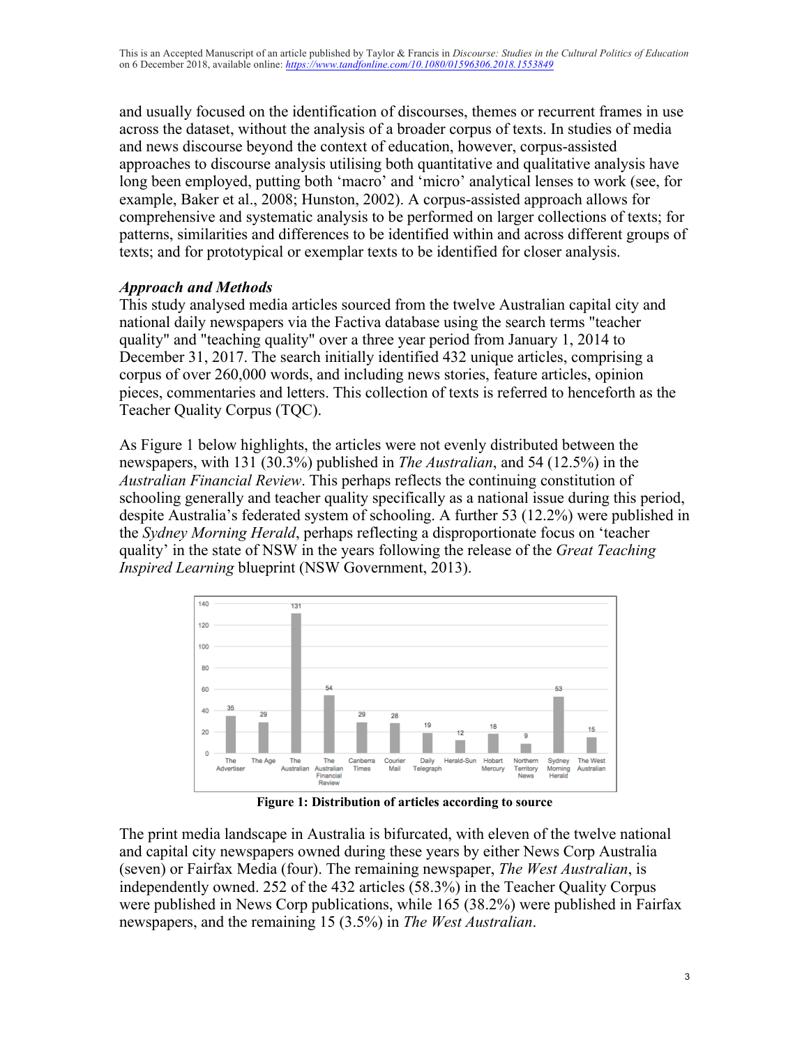and usually focused on the identification of discourses, themes or recurrent frames in use across the dataset, without the analysis of a broader corpus of texts. In studies of media and news discourse beyond the context of education, however, corpus-assisted approaches to discourse analysis utilising both quantitative and qualitative analysis have long been employed, putting both 'macro' and 'micro' analytical lenses to work (see, for example, Baker et al., 2008; Hunston, 2002). A corpus-assisted approach allows for comprehensive and systematic analysis to be performed on larger collections of texts; for patterns, similarities and differences to be identified within and across different groups of texts; and for prototypical or exemplar texts to be identified for closer analysis.

### *Approach and Methods*

This study analysed media articles sourced from the twelve Australian capital city and national daily newspapers via the Factiva database using the search terms "teacher quality" and "teaching quality" over a three year period from January 1, 2014 to December 31, 2017. The search initially identified 432 unique articles, comprising a corpus of over 260,000 words, and including news stories, feature articles, opinion pieces, commentaries and letters. This collection of texts is referred to henceforth as the Teacher Quality Corpus (TQC).

As Figure 1 below highlights, the articles were not evenly distributed between the newspapers, with 131 (30.3%) published in *The Australian*, and 54 (12.5%) in the *Australian Financial Review*. This perhaps reflects the continuing constitution of schooling generally and teacher quality specifically as a national issue during this period, despite Australia's federated system of schooling. A further 53 (12.2%) were published in the *Sydney Morning Herald*, perhaps reflecting a disproportionate focus on 'teacher quality' in the state of NSW in the years following the release of the *Great Teaching Inspired Learning* blueprint (NSW Government, 2013).

| Newspaper | Articles |
|---|---|
| The Advertiser | 35 |
| The Age | 29 |
| The Australian | 131 |
| The Australian Financial Review | 54 |
| Canberra Times | 29 |
| Courier Mail | 28 |
| Daily Telegraph | 19 |
| Herald-Sun | 12 |
| Hobart Mercury | 18 |
| Northern Territory News | 9 |
| Sydney Morning Herald | 53 |
| The West Australian | 15 |

**Figure 1: Distribution of articles according to source**

The print media landscape in Australia is bifurcated, with eleven of the twelve national and capital city newspapers owned during these years by either News Corp Australia (seven) or Fairfax Media (four). The remaining newspaper, *The West Australian*, is independently owned. 252 of the 432 articles (58.3%) in the Teacher Quality Corpus were published in News Corp publications, while 165 (38.2%) were published in Fairfax newspapers, and the remaining 15 (3.5%) in *The West Australian*.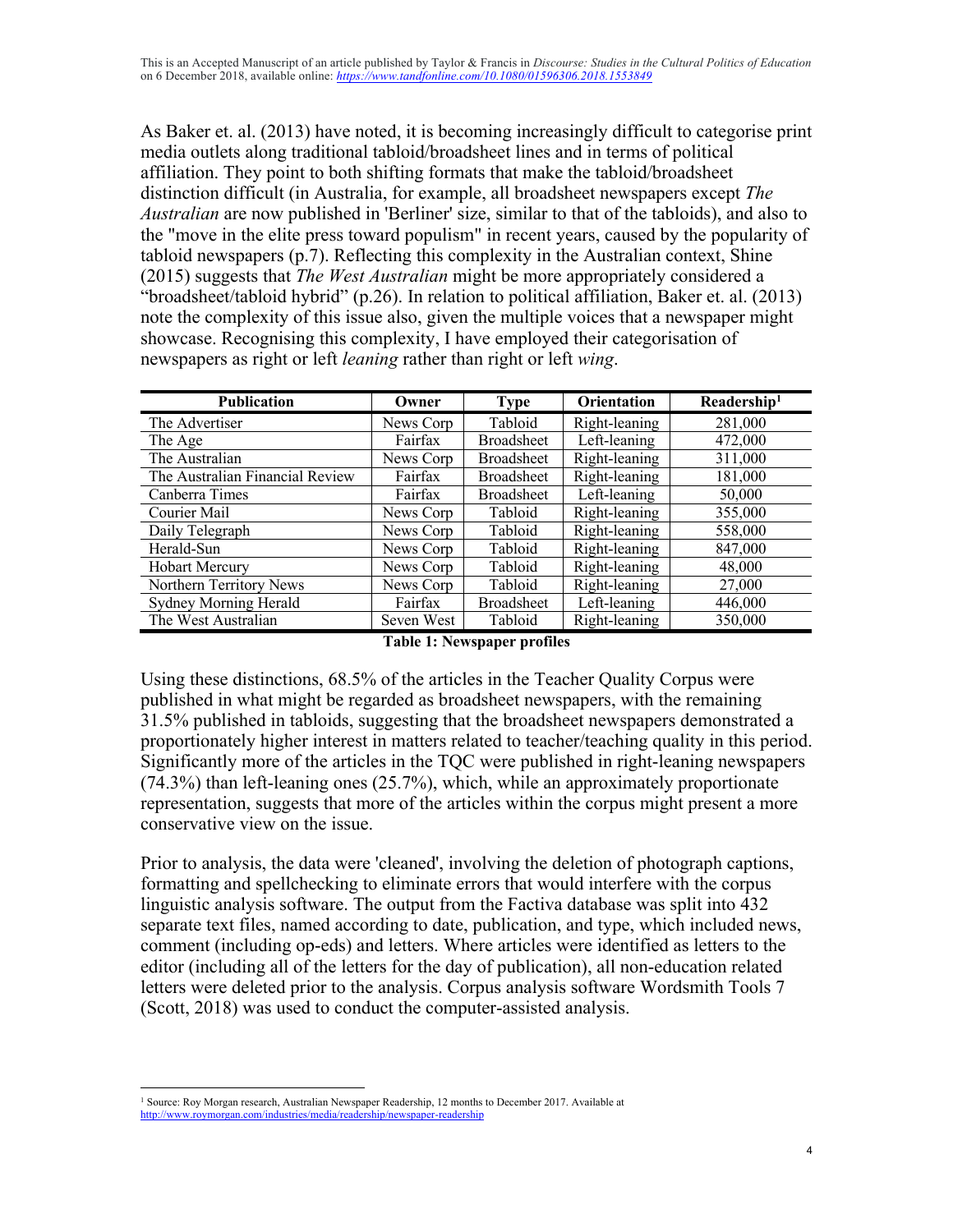As Baker et. al. (2013) have noted, it is becoming increasingly difficult to categorise print media outlets along traditional tabloid/broadsheet lines and in terms of political affiliation. They point to both shifting formats that make the tabloid/broadsheet distinction difficult (in Australia, for example, all broadsheet newspapers except *The Australian* are now published in 'Berliner' size, similar to that of the tabloids), and also to the "move in the elite press toward populism" in recent years, caused by the popularity of tabloid newspapers (p.7). Reflecting this complexity in the Australian context, Shine (2015) suggests that *The West Australian* might be more appropriately considered a "broadsheet/tabloid hybrid" (p.26). In relation to political affiliation, Baker et. al. (2013) note the complexity of this issue also, given the multiple voices that a newspaper might showcase. Recognising this complexity, I have employed their categorisation of newspapers as right or left *leaning* rather than right or left *wing*.

| Publication | Owner | Type | Orientation | Readership[1] |
|---|---|---|---|---|
| The Advertiser | News Corp | Tabloid | Right-leaning | 281,000 |
| The Age | Fairfax | Broadsheet | Left-leaning | 472,000 |
| The Australian | News Corp | Broadsheet | Right-leaning | 311,000 |
| The Australian Financial Review | Fairfax | Broadsheet | Right-leaning | 181,000 |
| Canberra Times | Fairfax | Broadsheet | Left-leaning | 50,000 |
| Courier Mail | News Corp | Tabloid | Right-leaning | 355,000 |
| Daily Telegraph | News Corp | Tabloid | Right-leaning | 558,000 |
| Herald-Sun | News Corp | Tabloid | Right-leaning | 847,000 |
| Hobart Mercury | News Corp | Tabloid | Right-leaning | 48,000 |
| Northern Territory News | News Corp | Tabloid | Right-leaning | 27,000 |
| Sydney Morning Herald | Fairfax | Broadsheet | Left-leaning | 446,000 |
| The West Australian | Seven West | Tabloid | Right-leaning | 350,000 |

**Table 1: Newspaper profiles**

Using these distinctions, 68.5% of the articles in the Teacher Quality Corpus were published in what might be regarded as broadsheet newspapers, with the remaining 31.5% published in tabloids, suggesting that the broadsheet newspapers demonstrated a proportionally higher interest in matters related to teacher/teaching quality in this period. Significantly more of the articles in the TQC were published in right-leaning newspapers (74.3%) than left-leaning ones (25.7%), which, while an approximately proportionate representation, suggests that more of the articles within the corpus might present a more conservative view on the issue.

Prior to analysis, the data were 'cleaned', involving the deletion of photograph captions, formatting and spellchecking to eliminate errors that would interfere with the corpus linguistic analysis software. The output from the Factiva database was split into 432 separate text files, named according to date, publication, and type, which included news, comment (including op-eds) and letters. Where articles were identified as letters to the editor (including all of the letters for the day of publication), all non-education related letters were deleted prior to the analysis. Corpus analysis software Wordsmith Tools 7 (Scott, 2018) was used to conduct the computer-assisted analysis.

[1] Source: Roy Morgan research, Australian Newspaper Readership, 12 months to December 2017. Available at http://www.roymorgan.com/industries/media/readership/newspaper-readership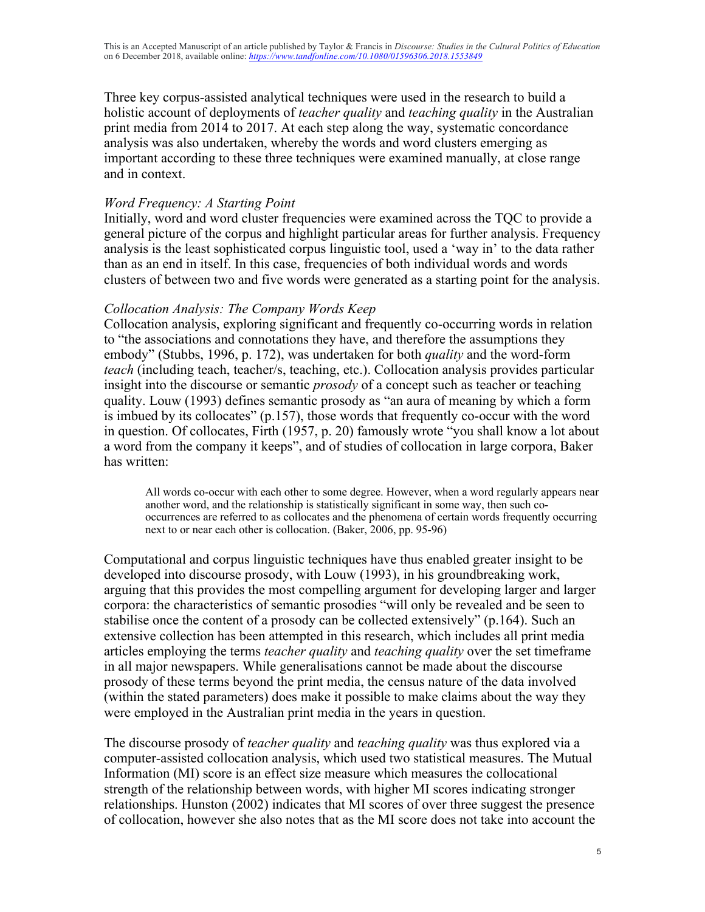Three key corpus-assisted analytical techniques were used in the research to build a holistic account of deployments of *teacher quality* and *teaching quality* in the Australian print media from 2014 to 2017. At each step along the way, systematic concordance analysis was also undertaken, whereby the words and word clusters emerging as important according to these three techniques were examined manually, at close range and in context.

### *Word Frequency: A Starting Point*

Initially, word and word cluster frequencies were examined across the TQC to provide a general picture of the corpus and highlight particular areas for further analysis. Frequency analysis is the least sophisticated corpus linguistic tool, used a 'way in' to the data rather than as an end in itself. In this case, frequencies of both individual words and words clusters of between two and five words were generated as a starting point for the analysis.

### *Collocation Analysis: The Company Words Keep*

Collocation analysis, exploring significant and frequently co-occurring words in relation to "the associations and connotations they have, and therefore the assumptions they embody" (Stubbs, 1996, p. 172), was undertaken for both *quality* and the word-form *teach* (including teach, teacher/s, teaching, etc.). Collocation analysis provides particular insight into the discourse or semantic *prosody* of a concept such as teacher or teaching quality. Louw (1993) defines semantic prosody as "an aura of meaning by which a form is imbued by its collocates" (p.157), those words that frequently co-occur with the word in question. Of collocates, Firth (1957, p. 20) famously wrote "you shall know a lot about a word from the company it keeps", and of studies of collocation in large corpora, Baker has written:

> All words co-occur with each other to some degree. However, when a word regularly appears near another word, and the relationship is statistically significant in some way, then such co-occurrences are referred to as collocates and the phenomena of certain words frequently occurring next to or near each other is collocation. (Baker, 2006, pp. 95-96)

Computational and corpus linguistic techniques have thus enabled greater insight to be developed into discourse prosody, with Louw (1993), in his groundbreaking work, arguing that this provides the most compelling argument for developing larger and larger corpora: the characteristics of semantic prosodies "will only be revealed and be seen to stabilise once the content of a prosody can be collected extensively" (p.164). Such an extensive collection has been attempted in this research, which includes all print media articles employing the terms *teacher quality* and *teaching quality* over the set timeframe in all major newspapers. While generalisations cannot be made about the discourse prosody of these terms beyond the print media, the census nature of the data involved (within the stated parameters) does make it possible to make claims about the way they were employed in the Australian print media in the years in question.

The discourse prosody of *teacher quality* and *teaching quality* was thus explored via a computer-assisted collocation analysis, which used two statistical measures. The Mutual Information (MI) score is an effect size measure which measures the collocational strength of the relationship between words, with higher MI scores indicating stronger relationships. Hunston (2002) indicates that MI scores of over three suggest the presence of collocation, however she also notes that as the MI score does not take into account the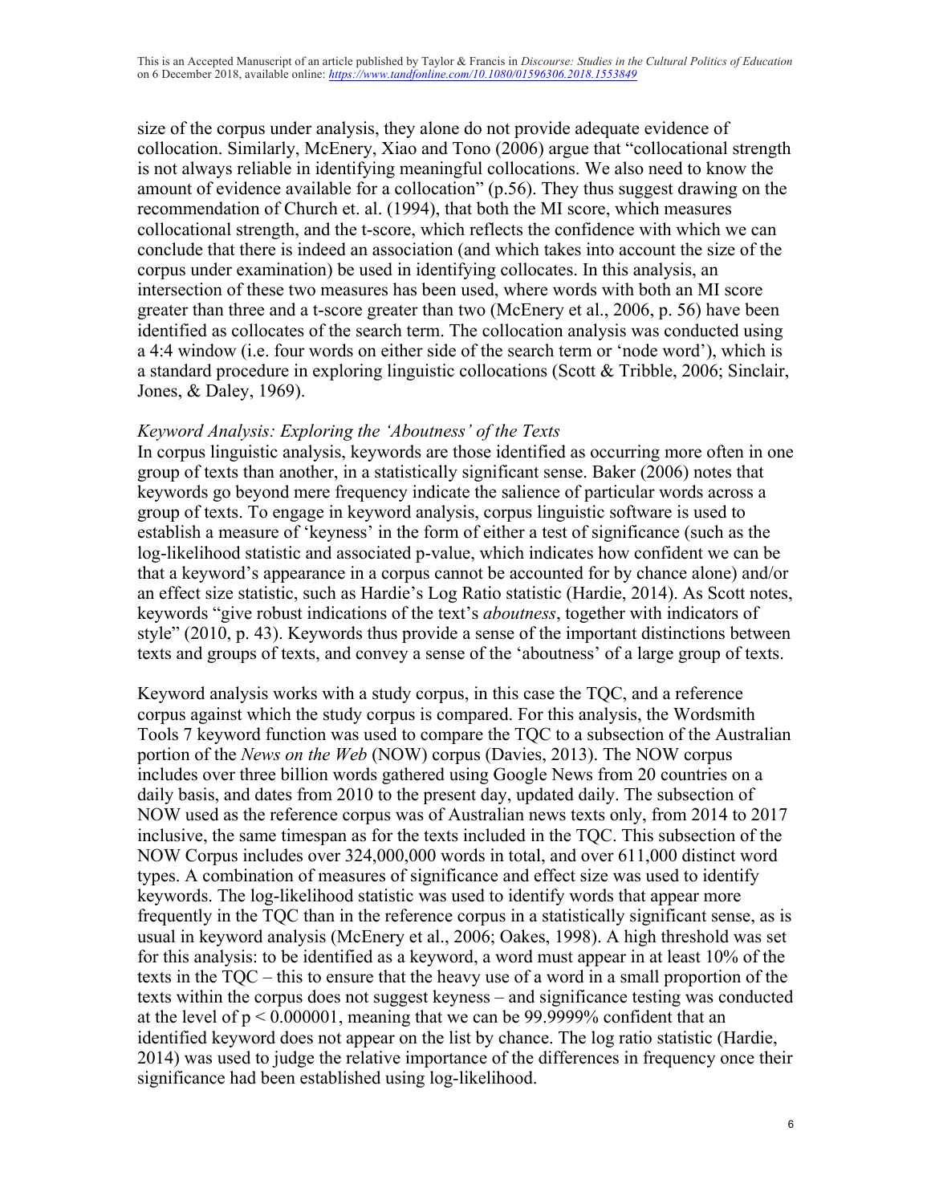size of the corpus under analysis, they alone do not provide adequate evidence of collocation. Similarly, McEnery, Xiao and Tono (2006) argue that "collocational strength is not always reliable in identifying meaningful collocations. We also need to know the amount of evidence available for a collocation" (p.56). They thus suggest drawing on the recommendation of Church et. al. (1994), that both the MI score, which measures collocational strength, and the t-score, which reflects the confidence with which we can conclude that there is indeed an association (and which takes into account the size of the corpus under examination) be used in identifying collocates. In this analysis, an intersection of these two measures has been used, where words with both an MI score greater than three and a t-score greater than two (McEnery et al., 2006, p. 56) have been identified as collocates of the search term. The collocation analysis was conducted using a 4:4 window (i.e. four words on either side of the search term or 'node word'), which is a standard procedure in exploring linguistic collocations (Scott & Tribble, 2006; Sinclair, Jones, & Daley, 1969).

*Keyword Analysis: Exploring the 'Aboutness' of the Texts*

In corpus linguistic analysis, keywords are those identified as occurring more often in one group of texts than another, in a statistically significant sense. Baker (2006) notes that keywords go beyond mere frequency indicate the salience of particular words across a group of texts. To engage in keyword analysis, corpus linguistic software is used to establish a measure of 'keyness' in the form of either a test of significance (such as the log-likelihood statistic and associated p-value, which indicates how confident we can be that a keyword's appearance in a corpus cannot be accounted for by chance alone) and/or an effect size statistic, such as Hardie's Log Ratio statistic (Hardie, 2014). As Scott notes, keywords "give robust indications of the text's *aboutness*, together with indicators of style" (2010, p. 43). Keywords thus provide a sense of the important distinctions between texts and groups of texts, and convey a sense of the 'aboutness' of a large group of texts.

Keyword analysis works with a study corpus, in this case the TQC, and a reference corpus against which the study corpus is compared. For this analysis, the Wordsmith Tools 7 keyword function was used to compare the TQC to a subsection of the Australian portion of the *News on the Web* (NOW) corpus (Davies, 2013). The NOW corpus includes over three billion words gathered using Google News from 20 countries on a daily basis, and dates from 2010 to the present day, updated daily. The subsection of NOW used as the reference corpus was of Australian news texts only, from 2014 to 2017 inclusive, the same timespan as for the texts included in the TQC. This subsection of the NOW Corpus includes over 324,000,000 words in total, and over 611,000 distinct word types. A combination of measures of significance and effect size was used to identify keywords. The log-likelihood statistic was used to identify words that appear more frequently in the TQC than in the reference corpus in a statistically significant sense, as is usual in keyword analysis (McEnery et al., 2006; Oakes, 1998). A high threshold was set for this analysis: to be identified as a keyword, a word must appear in at least 10% of the texts in the TQC – this to ensure that the heavy use of a word in a small proportion of the texts within the corpus does not suggest keyness – and significance testing was conducted at the level of $p < 0.000001$, meaning that we can be 99.9999% confident that an identified keyword does not appear on the list by chance. The log ratio statistic (Hardie, 2014) was used to judge the relative importance of the differences in frequency once their significance had been established using log-likelihood.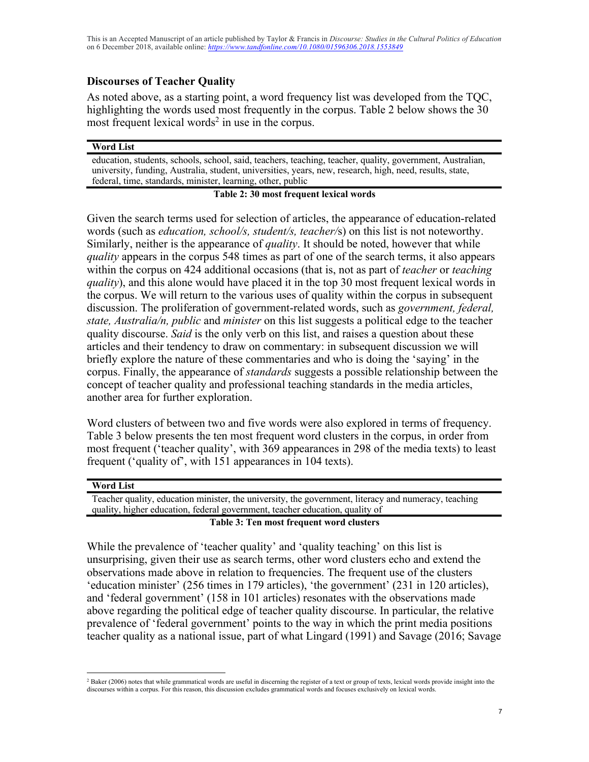## Discourses of Teacher Quality

As noted above, as a starting point, a word frequency list was developed from the TQC, highlighting the words used most frequently in the corpus. Table 2 below shows the 30 most frequent lexical words[2] in use in the corpus.

| Word List |
|---|
| education, students, schools, school, said, teachers, teaching, teacher, quality, government, Australian, university, funding, Australia, student, universities, years, new, research, high, need, results, state, federal, time, standards, minister, learning, other, public |

**Table 2: 30 most frequent lexical words**

Given the search terms used for selection of articles, the appearance of education-related words (such as *education, school/s, student/s, teacher/*s) on this list is not noteworthy. Similarly, neither is the appearance of *quality*. It should be noted, however that while *quality* appears in the corpus 548 times as part of one of the search terms, it also appears within the corpus on 424 additional occasions (that is, not as part of *teacher* or *teaching quality*), and this alone would have placed it in the top 30 most frequent lexical words in the corpus. We will return to the various uses of quality within the corpus in subsequent discussion. The proliferation of government-related words, such as *government, federal, state, Australia/n, public* and *minister* on this list suggests a political edge to the teacher quality discourse. *Said* is the only verb on this list, and raises a question about these articles and their tendency to draw on commentary: in subsequent discussion we will briefly explore the nature of these commentaries and who is doing the 'saying' in the corpus. Finally, the appearance of *standards* suggests a possible relationship between the concept of teacher quality and professional teaching standards in the media articles, another area for further exploration.

Word clusters of between two and five words were also explored in terms of frequency. Table 3 below presents the ten most frequent word clusters in the corpus, in order from most frequent ('teacher quality', with 369 appearances in 298 of the media texts) to least frequent ('quality of', with 151 appearances in 104 texts).

| Word List |
|---|
| Teacher quality, education minister, the university, the government, literacy and numeracy, teaching quality, higher education, federal government, teacher education, quality of |

**Table 3: Ten most frequent word clusters**

While the prevalence of 'teacher quality' and 'quality teaching' on this list is unsurprising, given their use as search terms, other word clusters echo and extend the observations made above in relation to frequencies. The frequent use of the clusters 'education minister' (256 times in 179 articles), 'the government' (231 in 120 articles), and 'federal government' (158 in 101 articles) resonates with the observations made above regarding the political edge of teacher quality discourse. In particular, the relative prevalence of 'federal government' points to the way in which the print media positions teacher quality as a national issue, part of what Lingard (1991) and Savage (2016; Savage

[2] Baker (2006) notes that while grammatical words are useful in discerning the register of a text or group of texts, lexical words provide insight into the discourses within a corpus. For this reason, this discussion excludes grammatical words and focuses exclusively on lexical words.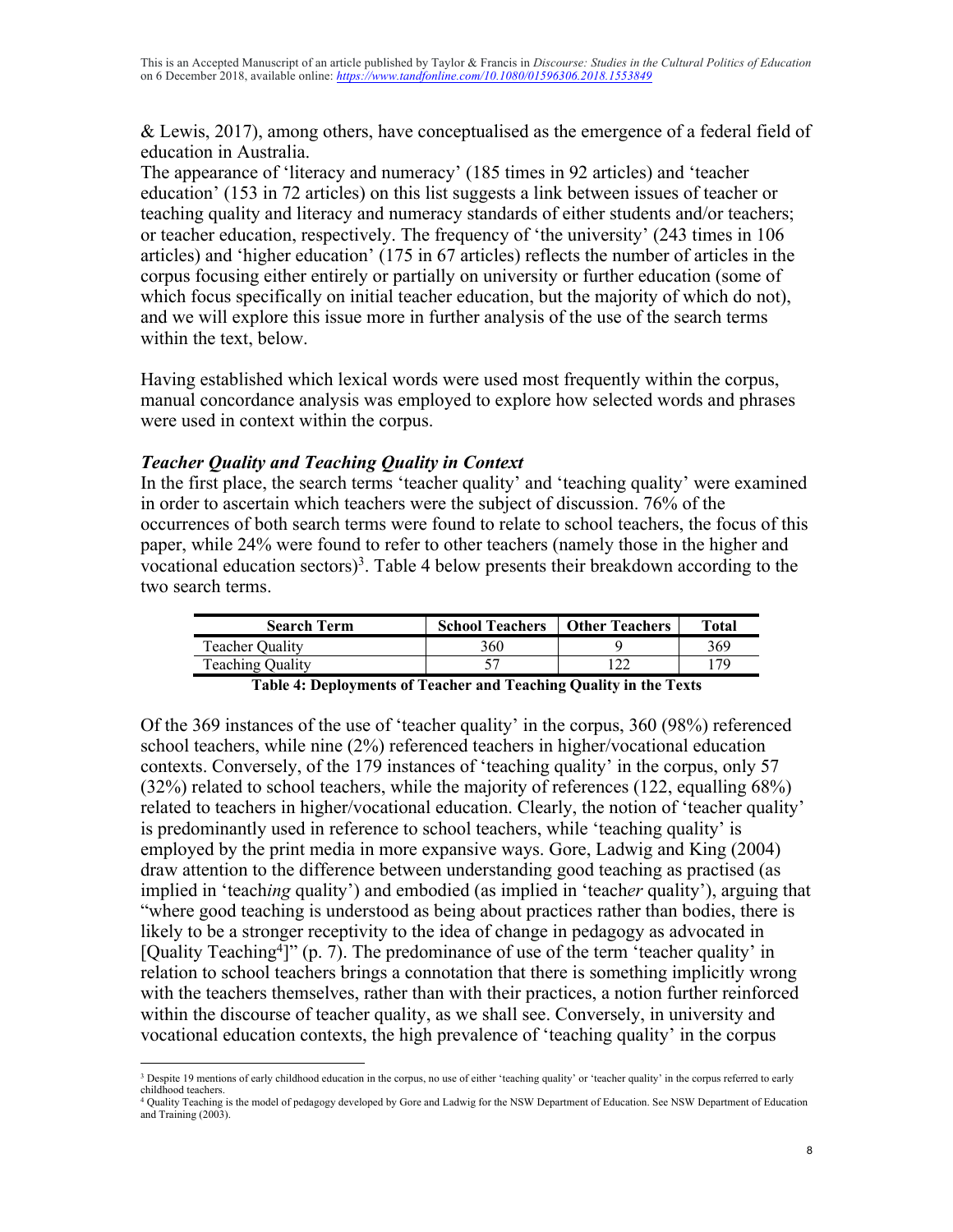& Lewis, 2017), among others, have conceptualised as the emergence of a federal field of education in Australia.

The appearance of 'literacy and numeracy' (185 times in 92 articles) and 'teacher education' (153 in 72 articles) on this list suggests a link between issues of teacher or teaching quality and literacy and numeracy standards of either students and/or teachers; or teacher education, respectively. The frequency of 'the university' (243 times in 106 articles) and 'higher education' (175 in 67 articles) reflects the number of articles in the corpus focusing either entirely or partially on university or further education (some of which focus specifically on initial teacher education, but the majority of which do not), and we will explore this issue more in further analysis of the use of the search terms within the text, below.

Having established which lexical words were used most frequently within the corpus, manual concordance analysis was employed to explore how selected words and phrases were used in context within the corpus.

### *Teacher Quality and Teaching Quality in Context*

In the first place, the search terms 'teacher quality' and 'teaching quality' were examined in order to ascertain which teachers were the subject of discussion. 76% of the occurrences of both search terms were found to relate to school teachers, the focus of this paper, while 24% were found to refer to other teachers (namely those in the higher and vocational education sectors)[3]. Table 4 below presents their breakdown according to the two search terms.

| Search Term | School Teachers | Other Teachers | Total |
|---|---|---|---|
| Teacher Quality | 360 | 9 | 369 |
| Teaching Quality | 57 | 122 | 179 |

**Table 4: Deployments of Teacher and Teaching Quality in the Texts**

Of the 369 instances of the use of 'teacher quality' in the corpus, 360 (98%) referenced school teachers, while nine (2%) referenced teachers in higher/vocational education contexts. Conversely, of the 179 instances of 'teaching quality' in the corpus, only 57 (32%) related to school teachers, while the majority of references (122, equalling 68%) related to teachers in higher/vocational education. Clearly, the notion of 'teacher quality' is predominantly used in reference to school teachers, while 'teaching quality' is employed by the print media in more expansive ways. Gore, Ladwig and King (2004) draw attention to the difference between understanding good teaching as practised (as implied in 'teach*ing* quality') and embodied (as implied in 'teach*er* quality'), arguing that "where good teaching is understood as being about practices rather than bodies, there is likely to be a stronger receptivity to the idea of change in pedagogy as advocated in [Quality Teaching[4]]" (p. 7). The predominance of use of the term 'teacher quality' in relation to school teachers brings a connotation that there is something implicitly wrong with the teachers themselves, rather than with their practices, a notion further reinforced within the discourse of teacher quality, as we shall see. Conversely, in university and vocational education contexts, the high prevalence of 'teaching quality' in the corpus

[3] Despite 19 mentions of early childhood education in the corpus, no use of either 'teaching quality' or 'teacher quality' in the corpus referred to early childhood teachers.

[4] Quality Teaching is the model of pedagogy developed by Gore and Ladwig for the NSW Department of Education. See NSW Department of Education and Training (2003).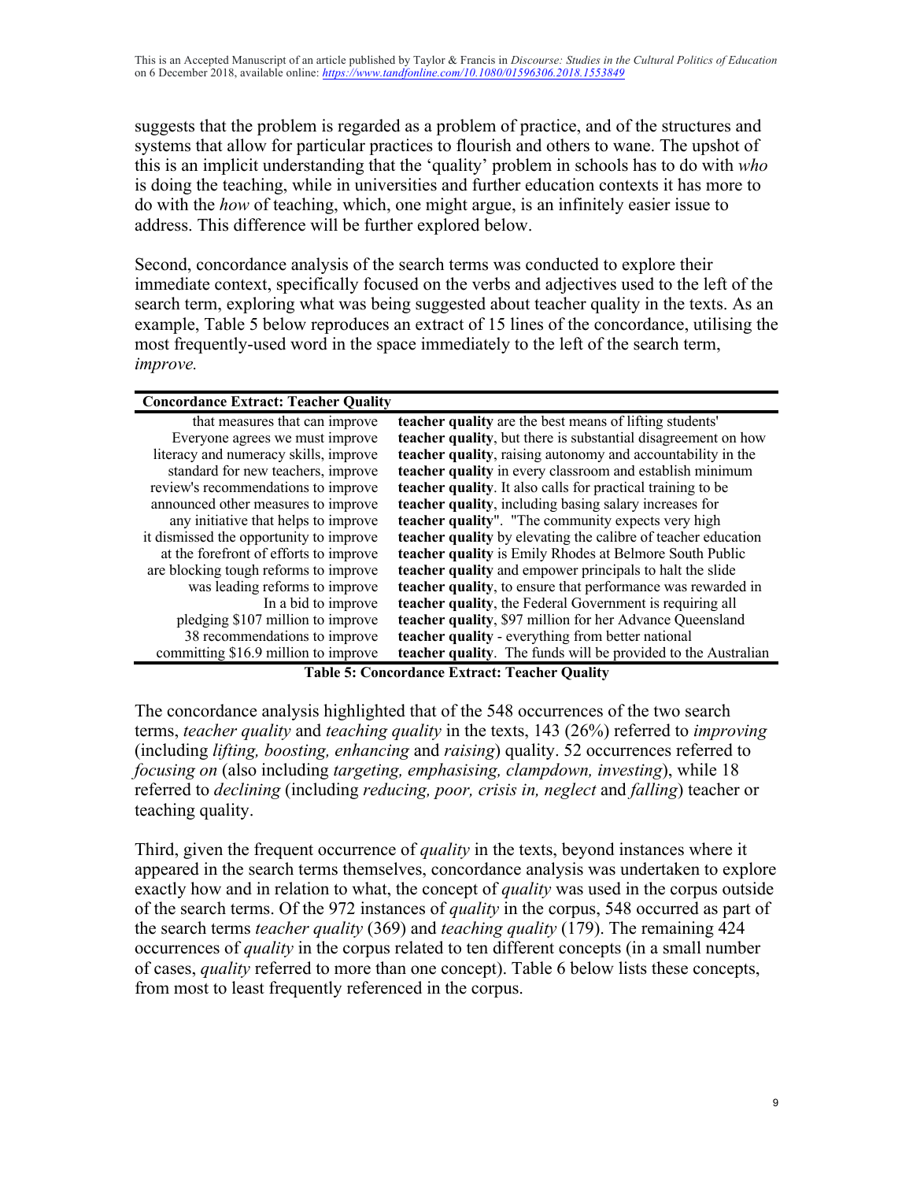suggests that the problem is regarded as a problem of practice, and of the structures and systems that allow for particular practices to flourish and others to wane. The upshot of this is an implicit understanding that the 'quality' problem in schools has to do with *who* is doing the teaching, while in universities and further education contexts it has more to do with the *how* of teaching, which, one might argue, is an infinitely easier issue to address. This difference will be further explored below.

Second, concordance analysis of the search terms was conducted to explore their immediate context, specifically focused on the verbs and adjectives used to the left of the search term, exploring what was being suggested about teacher quality in the texts. As an example, Table 5 below reproduces an extract of 15 lines of the concordance, utilising the most frequently-used word in the space immediately to the left of the search term, *improve.*

| **Concordance Extract: Teacher Quality** | |
|---:|:---|
| that measures that can improve | **teacher quality** are the best means of lifting students' |
| Everyone agrees we must improve | **teacher quality**, but there is substantial disagreement on how |
| literacy and numeracy skills, improve | **teacher quality**, raising autonomy and accountability in the |
| standard for new teachers, improve | **teacher quality** in every classroom and establish minimum |
| review's recommendations to improve | **teacher quality**. It also calls for practical training to be |
| announced other measures to improve | **teacher quality**, including basing salary increases for |
| any initiative that helps to improve | **teacher quality**". "The community expects very high |
| it dismissed the opportunity to improve | **teacher quality** by elevating the calibre of teacher education |
| at the forefront of efforts to improve | **teacher quality** is Emily Rhodes at Belmore South Public |
| are blocking tough reforms to improve | **teacher quality** and empower principals to halt the slide |
| was leading reforms to improve | **teacher quality**, to ensure that performance was rewarded in |
| In a bid to improve | **teacher quality**, the Federal Government is requiring all |
| pledging $107 million to improve | **teacher quality**, $97 million for her Advance Queensland |
| 38 recommendations to improve | **teacher quality** - everything from better national |
| committing $16.9 million to improve | **teacher quality**. The funds will be provided to the Australian |

**Table 5: Concordance Extract: Teacher Quality**

The concordance analysis highlighted that of the 548 occurrences of the two search terms, *teacher quality* and *teaching quality* in the texts, 143 (26%) referred to *improving* (including *lifting, boosting, enhancing* and *raising*) quality. 52 occurrences referred to *focusing on* (also including *targeting, emphasising, clampdown, investing*), while 18 referred to *declining* (including *reducing, poor, crisis in, neglect* and *falling*) teacher or teaching quality.

Third, given the frequent occurrence of *quality* in the texts, beyond instances where it appeared in the search terms themselves, concordance analysis was undertaken to explore exactly how and in relation to what, the concept of *quality* was used in the corpus outside of the search terms. Of the 972 instances of *quality* in the corpus, 548 occurred as part of the search terms *teacher quality* (369) and *teaching quality* (179). The remaining 424 occurrences of *quality* in the corpus related to ten different concepts (in a small number of cases, *quality* referred to more than one concept). Table 6 below lists these concepts, from most to least frequently referenced in the corpus.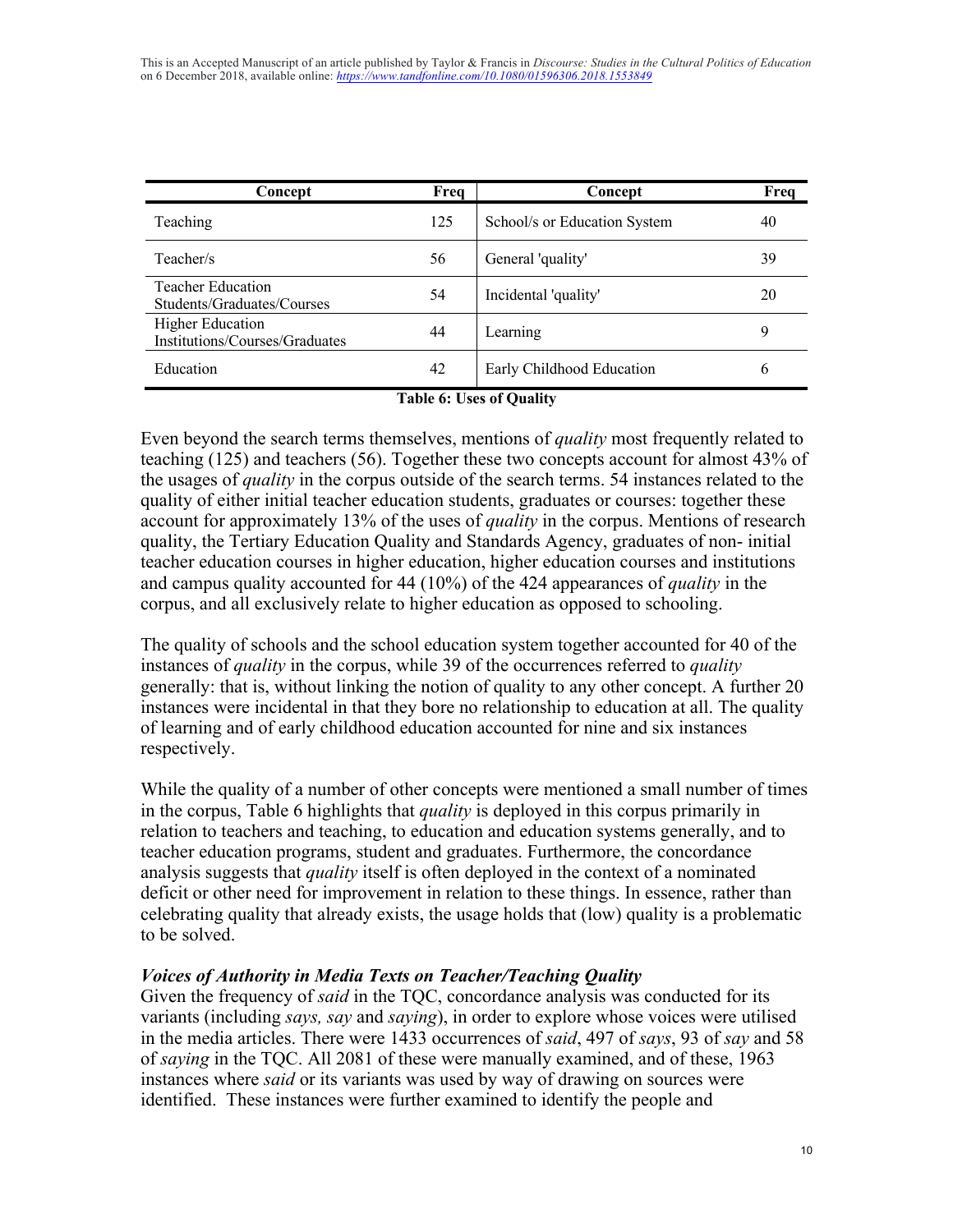| Concept | Freq | Concept | Freq |
|---|---|---|---|
| Teaching | 125 | School/s or Education System | 40 |
| Teacher/s | 56 | General 'quality' | 39 |
| Teacher Education Students/Graduates/Courses | 54 | Incidental 'quality' | 20 |
| Higher Education Institutions/Courses/Graduates | 44 | Learning | 9 |
| Education | 42 | Early Childhood Education | 6 |

**Table 6: Uses of Quality**

Even beyond the search terms themselves, mentions of *quality* most frequently related to teaching (125) and teachers (56). Together these two concepts account for almost 43% of the usages of *quality* in the corpus outside of the search terms. 54 instances related to the quality of either initial teacher education students, graduates or courses: together these account for approximately 13% of the uses of *quality* in the corpus. Mentions of research quality, the Tertiary Education Quality and Standards Agency, graduates of non- initial teacher education courses in higher education, higher education courses and institutions and campus quality accounted for 44 (10%) of the 424 appearances of *quality* in the corpus, and all exclusively relate to higher education as opposed to schooling.

The quality of schools and the school education system together accounted for 40 of the instances of *quality* in the corpus, while 39 of the occurrences referred to *quality* generally: that is, without linking the notion of quality to any other concept. A further 20 instances were incidental in that they bore no relationship to education at all. The quality of learning and of early childhood education accounted for nine and six instances respectively.

While the quality of a number of other concepts were mentioned a small number of times in the corpus, Table 6 highlights that *quality* is deployed in this corpus primarily in relation to teachers and teaching, to education and education systems generally, and to teacher education programs, student and graduates. Furthermore, the concordance analysis suggests that *quality* itself is often deployed in the context of a nominated deficit or other need for improvement in relation to these things. In essence, rather than celebrating quality that already exists, the usage holds that (low) quality is a problematic to be solved.

### *Voices of Authority in Media Texts on Teacher/Teaching Quality*

Given the frequency of *said* in the TQC, concordance analysis was conducted for its variants (including *says, say* and *saying*), in order to explore whose voices were utilised in the media articles. There were 1433 occurrences of *said*, 497 of *says*, 93 of *say* and 58 of *saying* in the TQC. All 2081 of these were manually examined, and of these, 1963 instances where *said* or its variants was used by way of drawing on sources were identified. These instances were further examined to identify the people and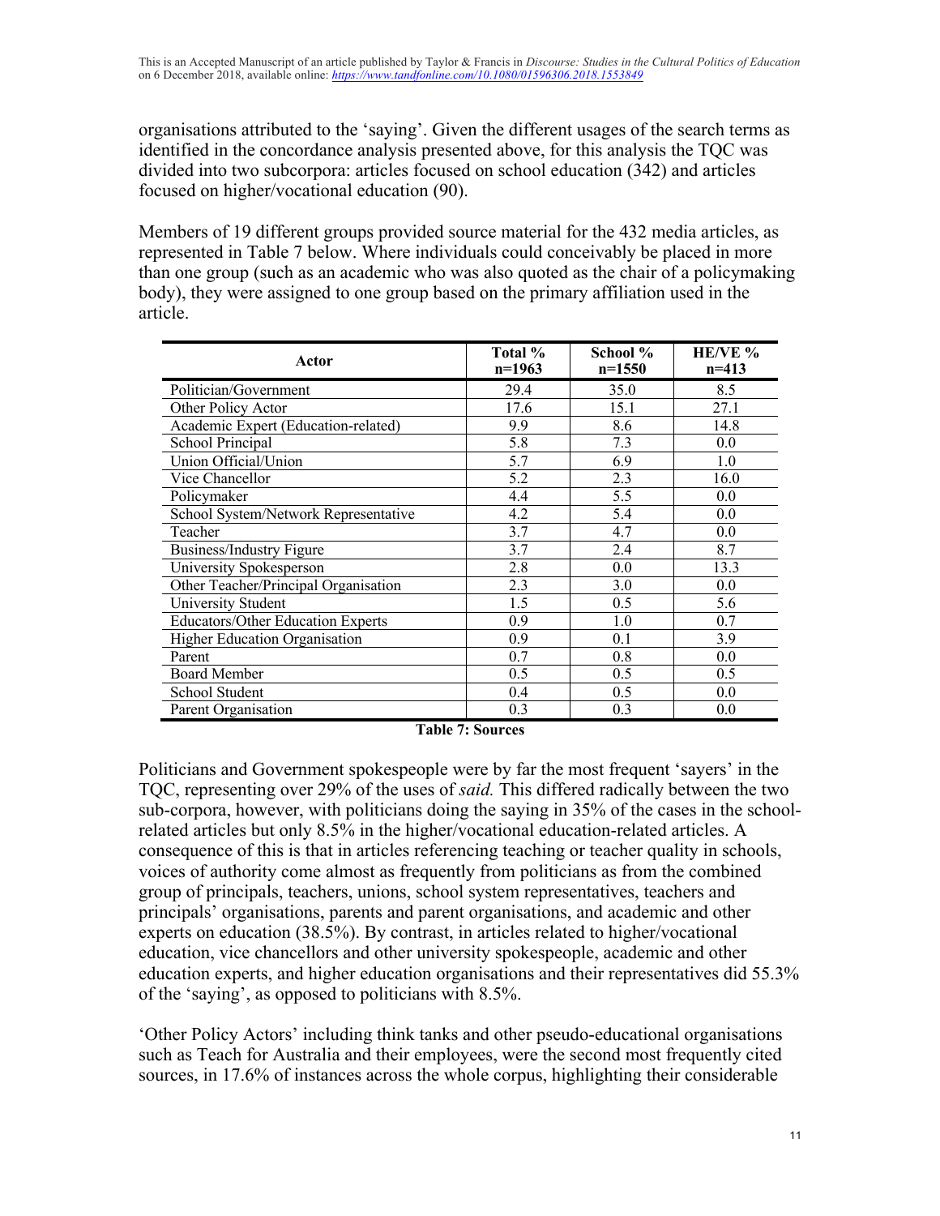organisations attributed to the 'saying'. Given the different usages of the search terms as identified in the concordance analysis presented above, for this analysis the TQC was divided into two subcorpora: articles focused on school education (342) and articles focused on higher/vocational education (90).

Members of 19 different groups provided source material for the 432 media articles, as represented in Table 7 below. Where individuals could conceivably be placed in more than one group (such as an academic who was also quoted as the chair of a policymaking body), they were assigned to one group based on the primary affiliation used in the article.

| Actor | Total % n=1963 | School % n=1550 | HE/VE % n=413 |
|---|---|---|---|
| Politician/Government | 29.4 | 35.0 | 8.5 |
| Other Policy Actor | 17.6 | 15.1 | 27.1 |
| Academic Expert (Education-related) | 9.9 | 8.6 | 14.8 |
| School Principal | 5.8 | 7.3 | 0.0 |
| Union Official/Union | 5.7 | 6.9 | 1.0 |
| Vice Chancellor | 5.2 | 2.3 | 16.0 |
| Policymaker | 4.4 | 5.5 | 0.0 |
| School System/Network Representative | 4.2 | 5.4 | 0.0 |
| Teacher | 3.7 | 4.7 | 0.0 |
| Business/Industry Figure | 3.7 | 2.4 | 8.7 |
| University Spokesperson | 2.8 | 0.0 | 13.3 |
| Other Teacher/Principal Organisation | 2.3 | 3.0 | 0.0 |
| University Student | 1.5 | 0.5 | 5.6 |
| Educators/Other Education Experts | 0.9 | 1.0 | 0.7 |
| Higher Education Organisation | 0.9 | 0.1 | 3.9 |
| Parent | 0.7 | 0.8 | 0.0 |
| Board Member | 0.5 | 0.5 | 0.5 |
| School Student | 0.4 | 0.5 | 0.0 |
| Parent Organisation | 0.3 | 0.3 | 0.0 |

**Table 7: Sources**

Politicians and Government spokespeople were by far the most frequent 'sayers' in the TQC, representing over 29% of the uses of *said.* This differed radically between the two sub-corpora, however, with politicians doing the saying in 35% of the cases in the school-related articles but only 8.5% in the higher/vocational education-related articles. A consequence of this is that in articles referencing teaching or teacher quality in schools, voices of authority come almost as frequently from politicians as from the combined group of principals, teachers, unions, school system representatives, teachers and principals' organisations, parents and parent organisations, and academic and other experts on education (38.5%). By contrast, in articles related to higher/vocational education, vice chancellors and other university spokespeople, academic and other education experts, and higher education organisations and their representatives did 55.3% of the 'saying', as opposed to politicians with 8.5%.

'Other Policy Actors' including think tanks and other pseudo-educational organisations such as Teach for Australia and their employees, were the second most frequently cited sources, in 17.6% of instances across the whole corpus, highlighting their considerable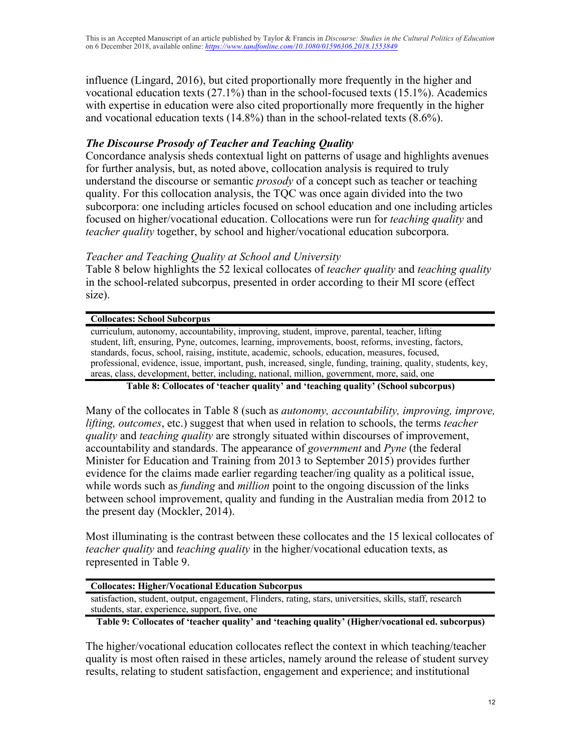influence (Lingard, 2016), but cited proportionally more frequently in the higher and vocational education texts (27.1%) than in the school-focused texts (15.1%). Academics with expertise in education were also cited proportionally more frequently in the higher and vocational education texts (14.8%) than in the school-related texts (8.6%).

### *The Discourse Prosody of Teacher and Teaching Quality*

Concordance analysis sheds contextual light on patterns of usage and highlights avenues for further analysis, but, as noted above, collocation analysis is required to truly understand the discourse or semantic *prosody* of a concept such as teacher or teaching quality. For this collocation analysis, the TQC was once again divided into the two subcorpora: one including articles focused on school education and one including articles focused on higher/vocational education. Collocations were run for *teaching quality* and *teacher quality* together, by school and higher/vocational education subcorpora.

#### *Teacher and Teaching Quality at School and University*

Table 8 below highlights the 52 lexical collocates of *teacher quality* and *teaching quality* in the school-related subcorpus, presented in order according to their MI score (effect size).

| Collocates: School Subcorpus |
|---|
| curriculum, autonomy, accountability, improving, student, improve, parental, teacher, lifting student, lift, ensuring, Pyne, outcomes, learning, improvements, boost, reforms, investing, factors, standards, focus, school, raising, institute, academic, schools, education, measures, focused, professional, evidence, issue, important, push, increased, single, funding, training, quality, students, key, areas, class, development, better, including, national, million, government, more, said, one |

**Table 8: Collocates of 'teacher quality' and 'teaching quality' (School subcorpus)**

Many of the collocates in Table 8 (such as *autonomy, accountability, improving, improve, lifting, outcomes*, etc.) suggest that when used in relation to schools, the terms *teacher quality* and *teaching quality* are strongly situated within discourses of improvement, accountability and standards. The appearance of *government* and *Pyne* (the federal Minister for Education and Training from 2013 to September 2015) provides further evidence for the claims made earlier regarding teacher/ing quality as a political issue, while words such as *funding* and *million* point to the ongoing discussion of the links between school improvement, quality and funding in the Australian media from 2012 to the present day (Mockler, 2014).

Most illuminating is the contrast between these collocates and the 15 lexical collocates of *teacher quality* and *teaching quality* in the higher/vocational education texts, as represented in Table 9.

| Collocates: Higher/Vocational Education Subcorpus |
|---|
| satisfaction, student, output, engagement, Flinders, rating, stars, universities, skills, staff, research students, star, experience, support, five, one |

**Table 9: Collocates of 'teacher quality' and 'teaching quality' (Higher/vocational ed. subcorpus)**

The higher/vocational education collocates reflect the context in which teaching/teacher quality is most often raised in these articles, namely around the release of student survey results, relating to student satisfaction, engagement and experience; and institutional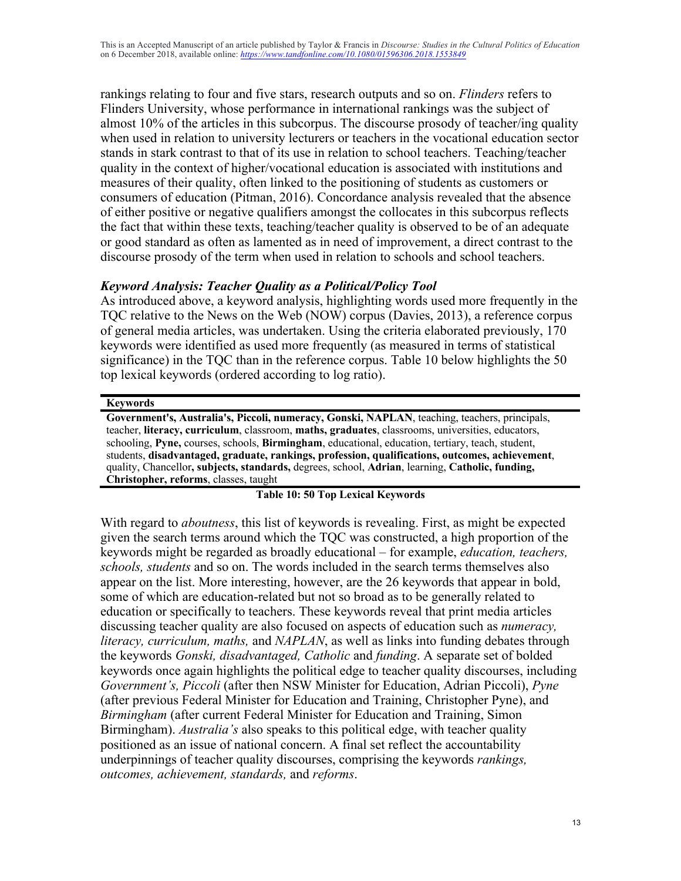rankings relating to four and five stars, research outputs and so on. *Flinders* refers to Flinders University, whose performance in international rankings was the subject of almost 10% of the articles in this subcorpus. The discourse prosody of teacher/ing quality when used in relation to university lecturers or teachers in the vocational education sector stands in stark contrast to that of its use in relation to school teachers. Teaching/teacher quality in the context of higher/vocational education is associated with institutions and measures of their quality, often linked to the positioning of students as customers or consumers of education (Pitman, 2016). Concordance analysis revealed that the absence of either positive or negative qualifiers amongst the collocates in this subcorpus reflects the fact that within these texts, teaching/teacher quality is observed to be of an adequate or good standard as often as lamented as in need of improvement, a direct contrast to the discourse prosody of the term when used in relation to schools and school teachers.

### *Keyword Analysis: Teacher Quality as a Political/Policy Tool*

As introduced above, a keyword analysis, highlighting words used more frequently in the TQC relative to the News on the Web (NOW) corpus (Davies, 2013), a reference corpus of general media articles, was undertaken. Using the criteria elaborated previously, 170 keywords were identified as used more frequently (as measured in terms of statistical significance) in the TQC than in the reference corpus. Table 10 below highlights the 50 top lexical keywords (ordered according to log ratio).

| **Keywords** |
|---|
| **Government's, Australia's, Piccoli, numeracy, Gonski, NAPLAN**, teaching, teachers, principals, teacher, **literacy, curriculum**, classroom, **maths, graduates**, classrooms, universities, educators, schooling, **Pyne,** courses, schools, **Birmingham**, educational, education, tertiary, teach, student, students, **disadvantaged, graduate, rankings, profession, qualifications, outcomes, achievement**, quality, Chancellor**, subjects, standards,** degrees, school, **Adrian**, learning, **Catholic, funding, Christopher, reforms**, classes, taught |

**Table 10: 50 Top Lexical Keywords**

With regard to *aboutness*, this list of keywords is revealing. First, as might be expected given the search terms around which the TQC was constructed, a high proportion of the keywords might be regarded as broadly educational – for example, *education, teachers, schools, students* and so on. The words included in the search terms themselves also appear on the list. More interesting, however, are the 26 keywords that appear in bold, some of which are education-related but not so broad as to be generally related to education or specifically to teachers. These keywords reveal that print media articles discussing teacher quality are also focused on aspects of education such as *numeracy, literacy, curriculum, maths,* and *NAPLAN*, as well as links into funding debates through the keywords *Gonski, disadvantaged, Catholic* and *funding*. A separate set of bolded keywords once again highlights the political edge to teacher quality discourses, including *Government's, Piccoli* (after then NSW Minister for Education, Adrian Piccoli), *Pyne* (after previous Federal Minister for Education and Training, Christopher Pyne), and *Birmingham* (after current Federal Minister for Education and Training, Simon Birmingham). *Australia's* also speaks to this political edge, with teacher quality positioned as an issue of national concern. A final set reflect the accountability underpinnings of teacher quality discourses, comprising the keywords *rankings, outcomes, achievement, standards,* and *reforms*.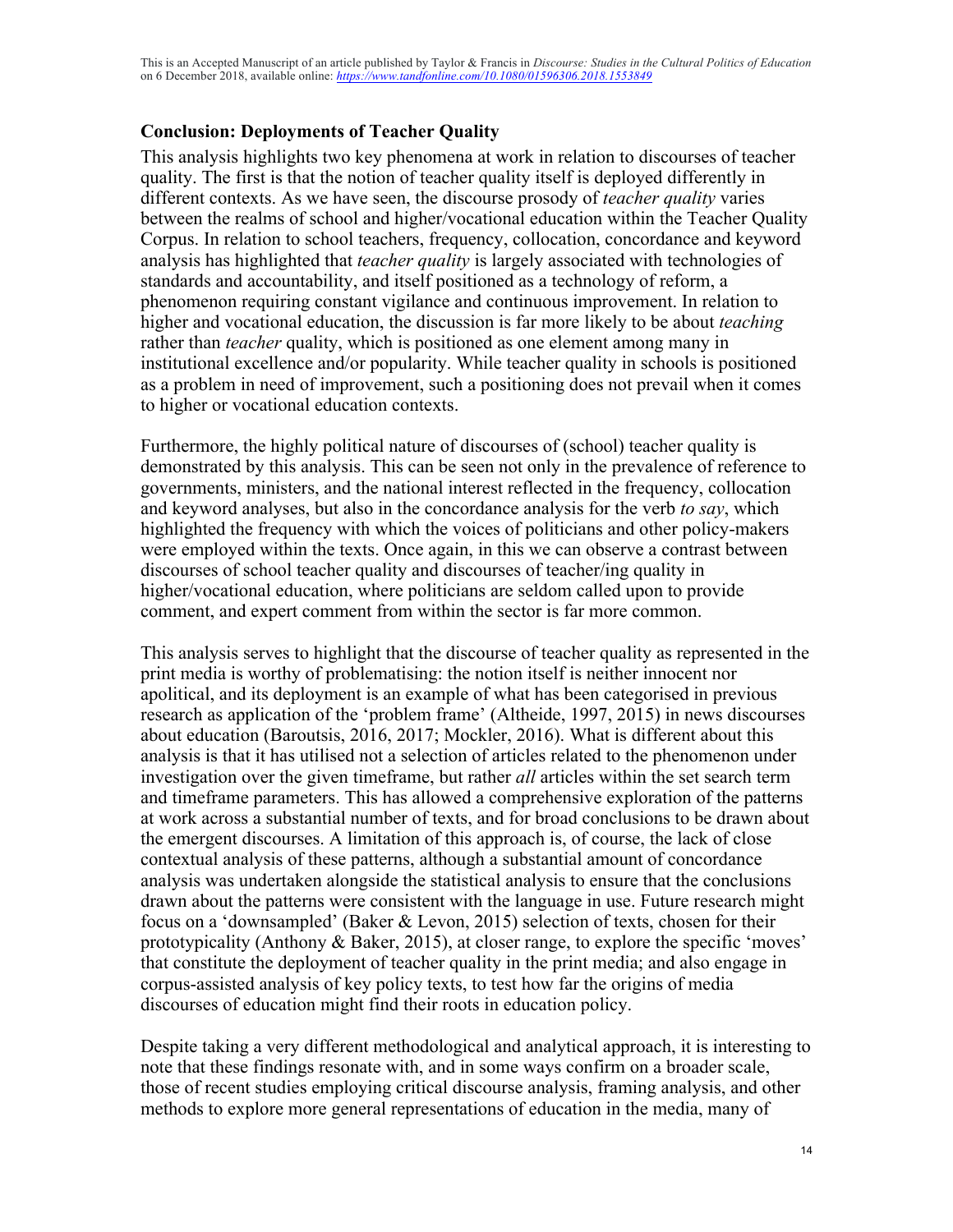This is an Accepted Manuscript of an article published by Taylor & Francis in *Discourse: Studies in the Cultural Politics of Education* on 6 December 2018, available online: *https://www.tandfonline.com/10.1080/01596306.2018.1553849*

## Conclusion: Deployments of Teacher Quality

This analysis highlights two key phenomena at work in relation to discourses of teacher quality. The first is that the notion of teacher quality itself is deployed differently in different contexts. As we have seen, the discourse prosody of *teacher quality* varies between the realms of school and higher/vocational education within the Teacher Quality Corpus. In relation to school teachers, frequency, collocation, concordance and keyword analysis has highlighted that *teacher quality* is largely associated with technologies of standards and accountability, and itself positioned as a technology of reform, a phenomenon requiring constant vigilance and continuous improvement. In relation to higher and vocational education, the discussion is far more likely to be about *teaching* rather than *teacher* quality, which is positioned as one element among many in institutional excellence and/or popularity. While teacher quality in schools is positioned as a problem in need of improvement, such a positioning does not prevail when it comes to higher or vocational education contexts.

Furthermore, the highly political nature of discourses of (school) teacher quality is demonstrated by this analysis. This can be seen not only in the prevalence of reference to governments, ministers, and the national interest reflected in the frequency, collocation and keyword analyses, but also in the concordance analysis for the verb *to say*, which highlighted the frequency with which the voices of politicians and other policy-makers were employed within the texts. Once again, in this we can observe a contrast between discourses of school teacher quality and discourses of teacher/ing quality in higher/vocational education, where politicians are seldom called upon to provide comment, and expert comment from within the sector is far more common.

This analysis serves to highlight that the discourse of teacher quality as represented in the print media is worthy of problematising: the notion itself is neither innocent nor apolitical, and its deployment is an example of what has been categorised in previous research as application of the 'problem frame' (Altheide, 1997, 2015) in news discourses about education (Baroutsis, 2016, 2017; Mockler, 2016). What is different about this analysis is that it has utilised not a selection of articles related to the phenomenon under investigation over the given timeframe, but rather *all* articles within the set search term and timeframe parameters. This has allowed a comprehensive exploration of the patterns at work across a substantial number of texts, and for broad conclusions to be drawn about the emergent discourses. A limitation of this approach is, of course, the lack of close contextual analysis of these patterns, although a substantial amount of concordance analysis was undertaken alongside the statistical analysis to ensure that the conclusions drawn about the patterns were consistent with the language in use. Future research might focus on a 'downsampled' (Baker & Levon, 2015) selection of texts, chosen for their prototypicality (Anthony & Baker, 2015), at closer range, to explore the specific 'moves' that constitute the deployment of teacher quality in the print media; and also engage in corpus-assisted analysis of key policy texts, to test how far the origins of media discourses of education might find their roots in education policy.

Despite taking a very different methodological and analytical approach, it is interesting to note that these findings resonate with, and in some ways confirm on a broader scale, those of recent studies employing critical discourse analysis, framing analysis, and other methods to explore more general representations of education in the media, many of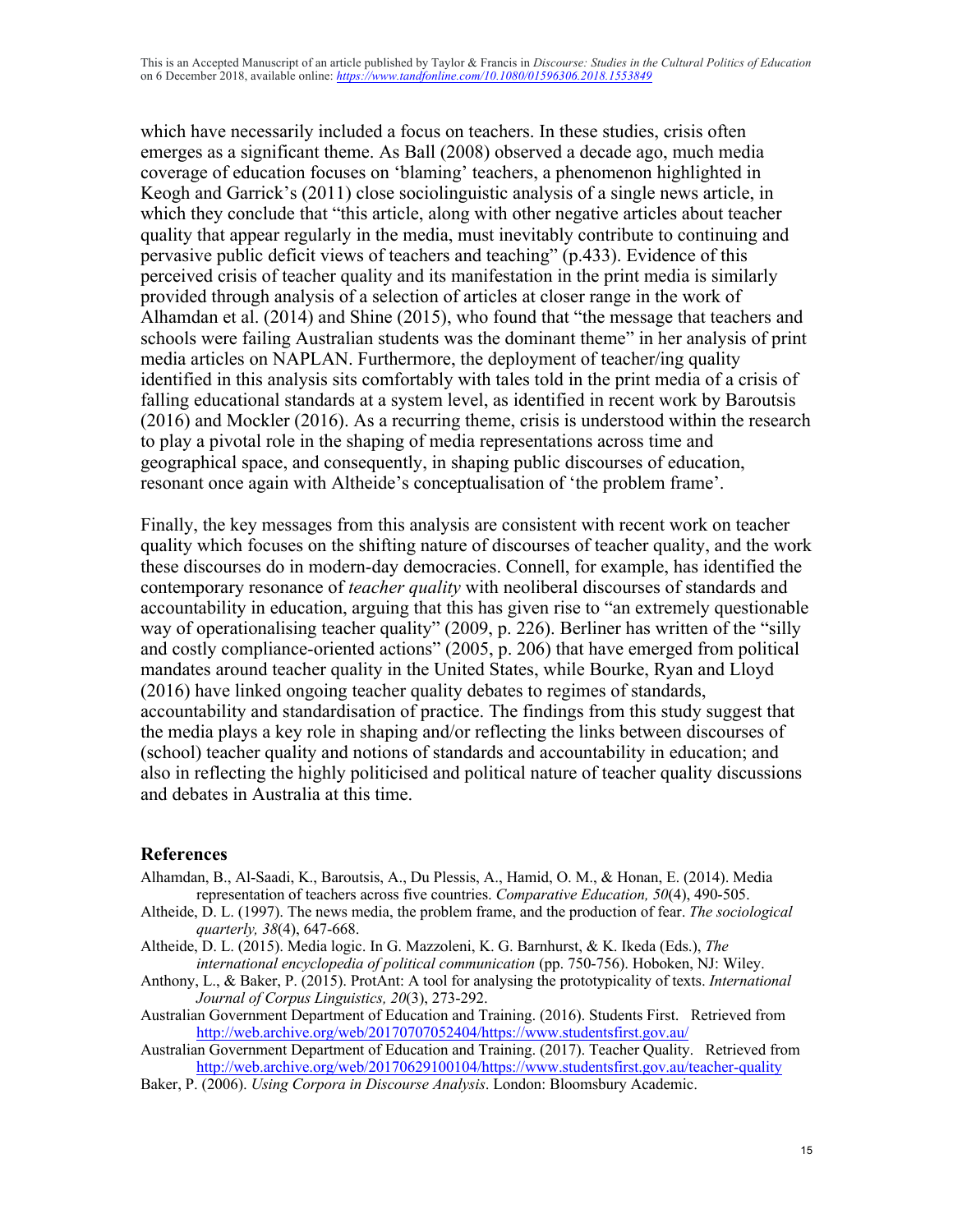which have necessarily included a focus on teachers. In these studies, crisis often emerges as a significant theme. As Ball (2008) observed a decade ago, much media coverage of education focuses on 'blaming' teachers, a phenomenon highlighted in Keogh and Garrick's (2011) close sociolinguistic analysis of a single news article, in which they conclude that "this article, along with other negative articles about teacher quality that appear regularly in the media, must inevitably contribute to continuing and pervasive public deficit views of teachers and teaching" (p.433). Evidence of this perceived crisis of teacher quality and its manifestation in the print media is similarly provided through analysis of a selection of articles at closer range in the work of Alhamdan et al. (2014) and Shine (2015), who found that "the message that teachers and schools were failing Australian students was the dominant theme" in her analysis of print media articles on NAPLAN. Furthermore, the deployment of teacher/ing quality identified in this analysis sits comfortably with tales told in the print media of a crisis of falling educational standards at a system level, as identified in recent work by Baroutsis (2016) and Mockler (2016). As a recurring theme, crisis is understood within the research to play a pivotal role in the shaping of media representations across time and geographical space, and consequently, in shaping public discourses of education, resonant once again with Altheide's conceptualisation of 'the problem frame'.

Finally, the key messages from this analysis are consistent with recent work on teacher quality which focuses on the shifting nature of discourses of teacher quality, and the work these discourses do in modern-day democracies. Connell, for example, has identified the contemporary resonance of *teacher quality* with neoliberal discourses of standards and accountability in education, arguing that this has given rise to "an extremely questionable way of operationalising teacher quality" (2009, p. 226). Berliner has written of the "silly and costly compliance-oriented actions" (2005, p. 206) that have emerged from political mandates around teacher quality in the United States, while Bourke, Ryan and Lloyd (2016) have linked ongoing teacher quality debates to regimes of standards, accountability and standardisation of practice. The findings from this study suggest that the media plays a key role in shaping and/or reflecting the links between discourses of (school) teacher quality and notions of standards and accountability in education; and also in reflecting the highly politicised and political nature of teacher quality discussions and debates in Australia at this time.

## References

Alhamdan, B., Al-Saadi, K., Baroutsis, A., Du Plessis, A., Hamid, O. M., & Honan, E. (2014). Media representation of teachers across five countries. *Comparative Education, 50*(4), 490-505.

Altheide, D. L. (1997). The news media, the problem frame, and the production of fear. *The sociological quarterly, 38*(4), 647-668.

Altheide, D. L. (2015). Media logic. In G. Mazzoleni, K. G. Barnhurst, & K. Ikeda (Eds.), *The international encyclopedia of political communication* (pp. 750-756). Hoboken, NJ: Wiley.

Anthony, L., & Baker, P. (2015). ProtAnt: A tool for analysing the prototypicality of texts. *International Journal of Corpus Linguistics, 20*(3), 273-292.

Australian Government Department of Education and Training. (2016). Students First. Retrieved from http://web.archive.org/web/20170707052404/https://www.studentsfirst.gov.au/

Australian Government Department of Education and Training. (2017). Teacher Quality. Retrieved from http://web.archive.org/web/20170629100104/https://www.studentsfirst.gov.au/teacher-quality

Baker, P. (2006). *Using Corpora in Discourse Analysis*. London: Bloomsbury Academic.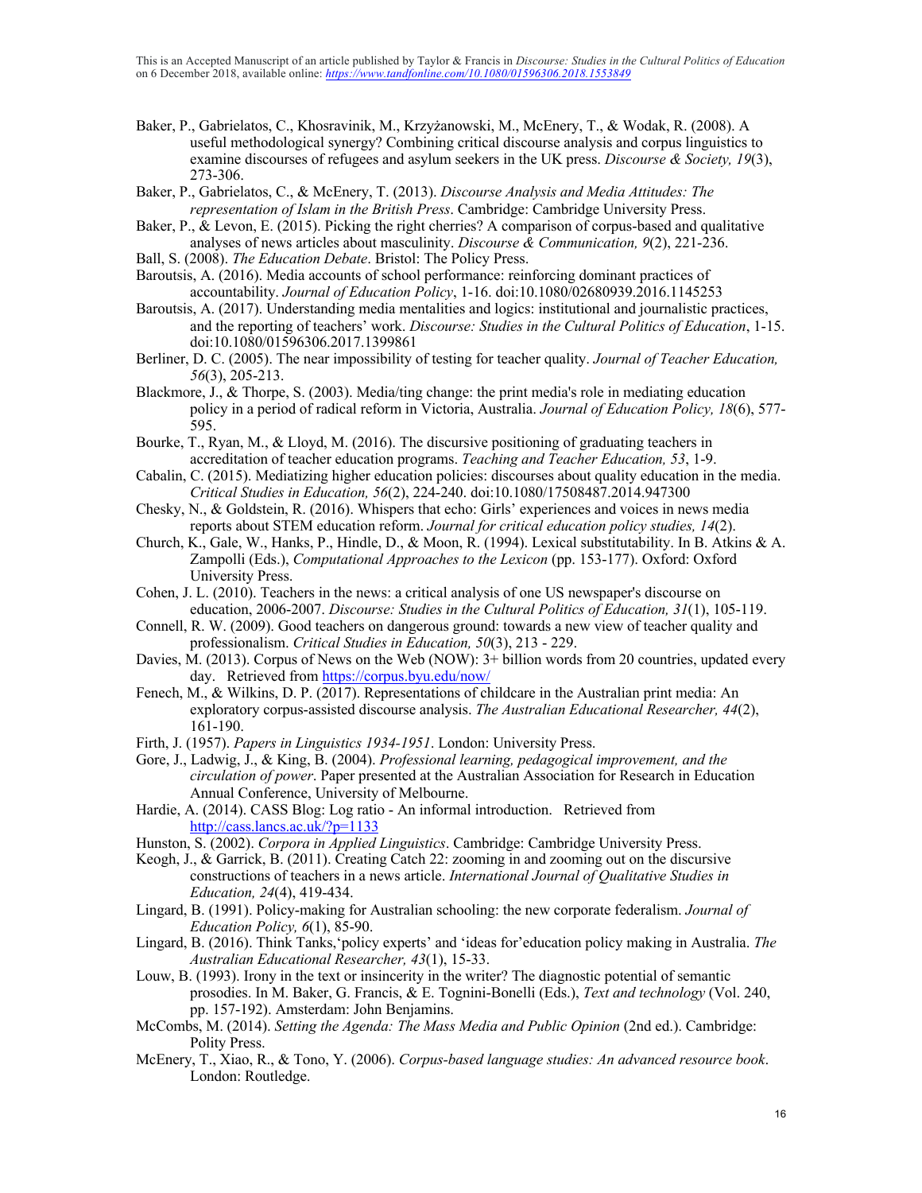Baker, P., Gabrielatos, C., Khosravinik, M., Krzyżanowski, M., McEnery, T., & Wodak, R. (2008). A useful methodological synergy? Combining critical discourse analysis and corpus linguistics to examine discourses of refugees and asylum seekers in the UK press. *Discourse & Society, 19*(3), 273-306.

Baker, P., Gabrielatos, C., & McEnery, T. (2013). *Discourse Analysis and Media Attitudes: The representation of Islam in the British Press*. Cambridge: Cambridge University Press.

Baker, P., & Levon, E. (2015). Picking the right cherries? A comparison of corpus-based and qualitative analyses of news articles about masculinity. *Discourse & Communication, 9*(2), 221-236.

Ball, S. (2008). *The Education Debate*. Bristol: The Policy Press.

Baroutsis, A. (2016). Media accounts of school performance: reinforcing dominant practices of accountability. *Journal of Education Policy*, 1-16. doi:10.1080/02680939.2016.1145253

Baroutsis, A. (2017). Understanding media mentalities and logics: institutional and journalistic practices, and the reporting of teachers' work. *Discourse: Studies in the Cultural Politics of Education*, 1-15. doi:10.1080/01596306.2017.1399861

Berliner, D. C. (2005). The near impossibility of testing for teacher quality. *Journal of Teacher Education, 56*(3), 205-213.

Blackmore, J., & Thorpe, S. (2003). Media/ting change: the print media's role in mediating education policy in a period of radical reform in Victoria, Australia. *Journal of Education Policy, 18*(6), 577-595.

Bourke, T., Ryan, M., & Lloyd, M. (2016). The discursive positioning of graduating teachers in accreditation of teacher education programs. *Teaching and Teacher Education, 53*, 1-9.

Cabalin, C. (2015). Mediatizing higher education policies: discourses about quality education in the media. *Critical Studies in Education, 56*(2), 224-240. doi:10.1080/17508487.2014.947300

Chesky, N., & Goldstein, R. (2016). Whispers that echo: Girls' experiences and voices in news media reports about STEM education reform. *Journal for critical education policy studies, 14*(2).

Church, K., Gale, W., Hanks, P., Hindle, D., & Moon, R. (1994). Lexical substitutability. In B. Atkins & A. Zampolli (Eds.), *Computational Approaches to the Lexicon* (pp. 153-177). Oxford: Oxford University Press.

Cohen, J. L. (2010). Teachers in the news: a critical analysis of one US newspaper's discourse on education, 2006-2007. *Discourse: Studies in the Cultural Politics of Education, 31*(1), 105-119.

Connell, R. W. (2009). Good teachers on dangerous ground: towards a new view of teacher quality and professionalism. *Critical Studies in Education, 50*(3), 213 - 229.

Davies, M. (2013). Corpus of News on the Web (NOW): 3+ billion words from 20 countries, updated every day. Retrieved from https://corpus.byu.edu/now/

Fenech, M., & Wilkins, D. P. (2017). Representations of childcare in the Australian print media: An exploratory corpus-assisted discourse analysis. *The Australian Educational Researcher, 44*(2), 161-190.

Firth, J. (1957). *Papers in Linguistics 1934-1951*. London: University Press.

Gore, J., Ladwig, J., & King, B. (2004). *Professional learning, pedagogical improvement, and the circulation of power*. Paper presented at the Australian Association for Research in Education Annual Conference, University of Melbourne.

Hardie, A. (2014). CASS Blog: Log ratio - An informal introduction. Retrieved from http://cass.lancs.ac.uk/?p=1133

Hunston, S. (2002). *Corpora in Applied Linguistics*. Cambridge: Cambridge University Press.

Keogh, J., & Garrick, B. (2011). Creating Catch 22: zooming in and zooming out on the discursive constructions of teachers in a news article. *International Journal of Qualitative Studies in Education, 24*(4), 419-434.

Lingard, B. (1991). Policy-making for Australian schooling: the new corporate federalism. *Journal of Education Policy, 6*(1), 85-90.

Lingard, B. (2016). Think Tanks,'policy experts' and 'ideas for'education policy making in Australia. *The Australian Educational Researcher, 43*(1), 15-33.

Louw, B. (1993). Irony in the text or insincerity in the writer? The diagnostic potential of semantic prosodies. In M. Baker, G. Francis, & E. Tognini-Bonelli (Eds.), *Text and technology* (Vol. 240, pp. 157-192). Amsterdam: John Benjamins.

McCombs, M. (2014). *Setting the Agenda: The Mass Media and Public Opinion* (2nd ed.). Cambridge: Polity Press.

McEnery, T., Xiao, R., & Tono, Y. (2006). *Corpus-based language studies: An advanced resource book*. London: Routledge.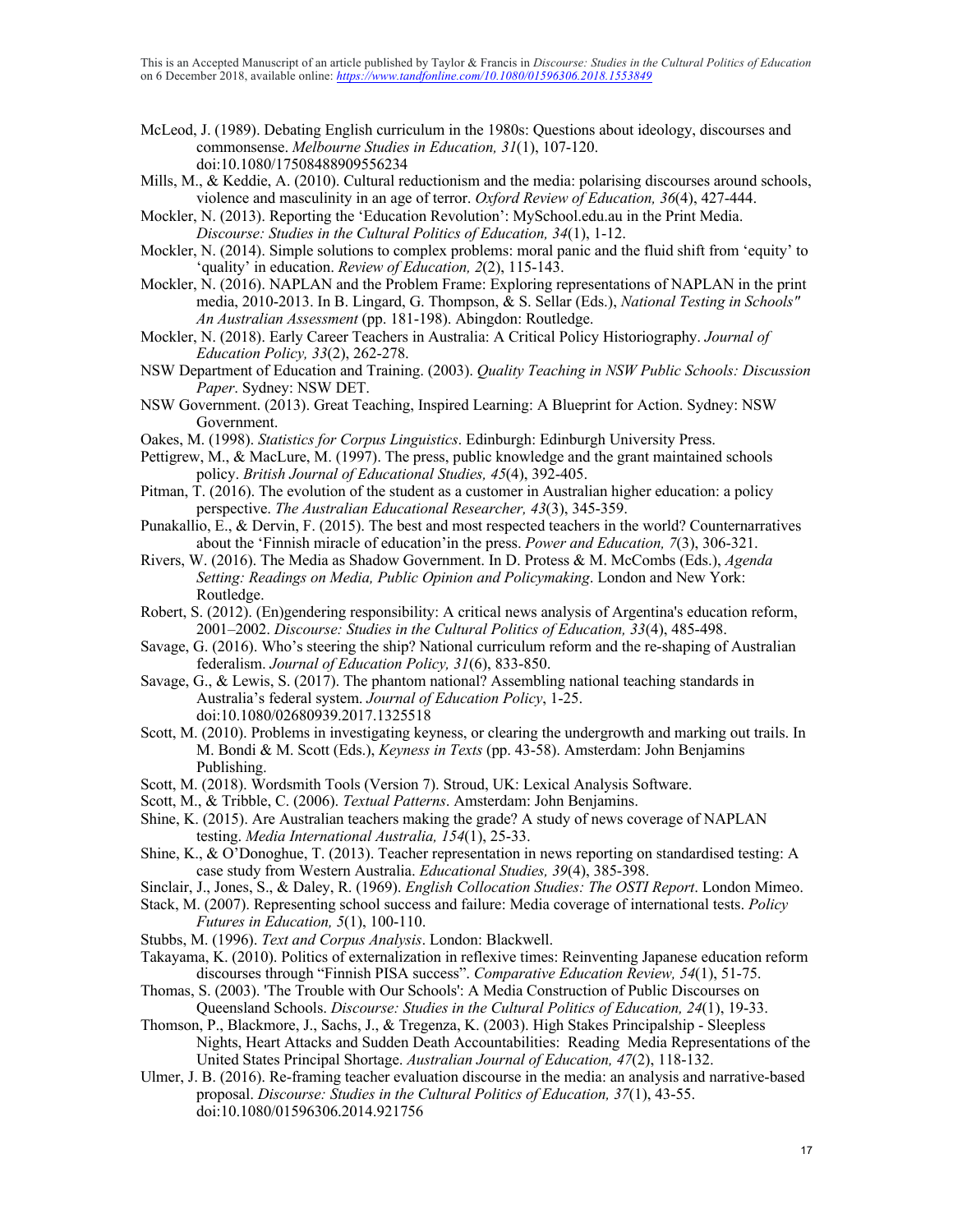McLeod, J. (1989). Debating English curriculum in the 1980s: Questions about ideology, discourses and commonsense. *Melbourne Studies in Education, 31*(1), 107-120. doi:10.1080/17508488909556234

Mills, M., & Keddie, A. (2010). Cultural reductionism and the media: polarising discourses around schools, violence and masculinity in an age of terror. *Oxford Review of Education, 36*(4), 427-444.

Mockler, N. (2013). Reporting the 'Education Revolution': MySchool.edu.au in the Print Media. *Discourse: Studies in the Cultural Politics of Education, 34*(1), 1-12.

Mockler, N. (2014). Simple solutions to complex problems: moral panic and the fluid shift from 'equity' to 'quality' in education. *Review of Education, 2*(2), 115-143.

Mockler, N. (2016). NAPLAN and the Problem Frame: Exploring representations of NAPLAN in the print media, 2010-2013. In B. Lingard, G. Thompson, & S. Sellar (Eds.), *National Testing in Schools" An Australian Assessment* (pp. 181-198). Abingdon: Routledge.

Mockler, N. (2018). Early Career Teachers in Australia: A Critical Policy Historiography. *Journal of Education Policy, 33*(2), 262-278.

NSW Department of Education and Training. (2003). *Quality Teaching in NSW Public Schools: Discussion Paper*. Sydney: NSW DET.

NSW Government. (2013). Great Teaching, Inspired Learning: A Blueprint for Action. Sydney: NSW Government.

Oakes, M. (1998). *Statistics for Corpus Linguistics*. Edinburgh: Edinburgh University Press.

Pettigrew, M., & MacLure, M. (1997). The press, public knowledge and the grant maintained schools policy. *British Journal of Educational Studies, 45*(4), 392-405.

Pitman, T. (2016). The evolution of the student as a customer in Australian higher education: a policy perspective. *The Australian Educational Researcher, 43*(3), 345-359.

Punakallio, E., & Dervin, F. (2015). The best and most respected teachers in the world? Counternarratives about the 'Finnish miracle of education'in the press. *Power and Education, 7*(3), 306-321.

Rivers, W. (2016). The Media as Shadow Government. In D. Protess & M. McCombs (Eds.), *Agenda Setting: Readings on Media, Public Opinion and Policymaking*. London and New York: Routledge.

Robert, S. (2012). (En)gendering responsibility: A critical news analysis of Argentina's education reform, 2001–2002. *Discourse: Studies in the Cultural Politics of Education, 33*(4), 485-498.

Savage, G. (2016). Who's steering the ship? National curriculum reform and the re-shaping of Australian federalism. *Journal of Education Policy, 31*(6), 833-850.

Savage, G., & Lewis, S. (2017). The phantom national? Assembling national teaching standards in Australia's federal system. *Journal of Education Policy*, 1-25. doi:10.1080/02680939.2017.1325518

Scott, M. (2010). Problems in investigating keyness, or clearing the undergrowth and marking out trails. In M. Bondi & M. Scott (Eds.), *Keyness in Texts* (pp. 43-58). Amsterdam: John Benjamins Publishing.

Scott, M. (2018). Wordsmith Tools (Version 7). Stroud, UK: Lexical Analysis Software.

Scott, M., & Tribble, C. (2006). *Textual Patterns*. Amsterdam: John Benjamins.

Shine, K. (2015). Are Australian teachers making the grade? A study of news coverage of NAPLAN testing. *Media International Australia, 154*(1), 25-33.

Shine, K., & O'Donoghue, T. (2013). Teacher representation in news reporting on standardised testing: A case study from Western Australia. *Educational Studies, 39*(4), 385-398.

Sinclair, J., Jones, S., & Daley, R. (1969). *English Collocation Studies: The OSTI Report*. London Mimeo.

Stack, M. (2007). Representing school success and failure: Media coverage of international tests. *Policy Futures in Education, 5*(1), 100-110.

Stubbs, M. (1996). *Text and Corpus Analysis*. London: Blackwell.

Takayama, K. (2010). Politics of externalization in reflexive times: Reinventing Japanese education reform discourses through "Finnish PISA success". *Comparative Education Review, 54*(1), 51-75.

Thomas, S. (2003). 'The Trouble with Our Schools': A Media Construction of Public Discourses on Queensland Schools. *Discourse: Studies in the Cultural Politics of Education, 24*(1), 19-33.

Thomson, P., Blackmore, J., Sachs, J., & Tregenza, K. (2003). High Stakes Principalship - Sleepless Nights, Heart Attacks and Sudden Death Accountabilities: Reading Media Representations of the United States Principal Shortage. *Australian Journal of Education, 47*(2), 118-132.

Ulmer, J. B. (2016). Re-framing teacher evaluation discourse in the media: an analysis and narrative-based proposal. *Discourse: Studies in the Cultural Politics of Education, 37*(1), 43-55. doi:10.1080/01596306.2014.921756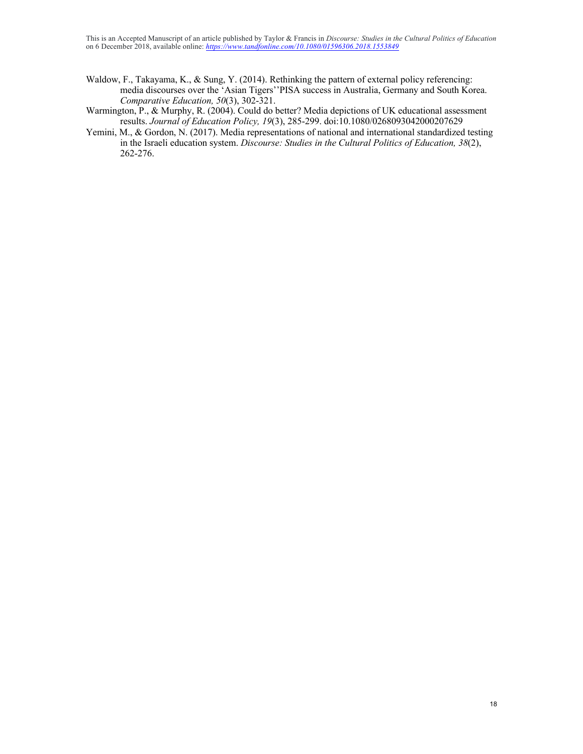Waldow, F., Takayama, K., & Sung, Y. (2014). Rethinking the pattern of external policy referencing: media discourses over the 'Asian Tigers''PISA success in Australia, Germany and South Korea. *Comparative Education, 50*(3), 302-321.

Warmington, P., & Murphy, R. (2004). Could do better? Media depictions of UK educational assessment results. *Journal of Education Policy, 19*(3), 285-299. doi:10.1080/0268093042000207629

Yemini, M., & Gordon, N. (2017). Media representations of national and international standardized testing in the Israeli education system. *Discourse: Studies in the Cultural Politics of Education, 38*(2), 262-276.